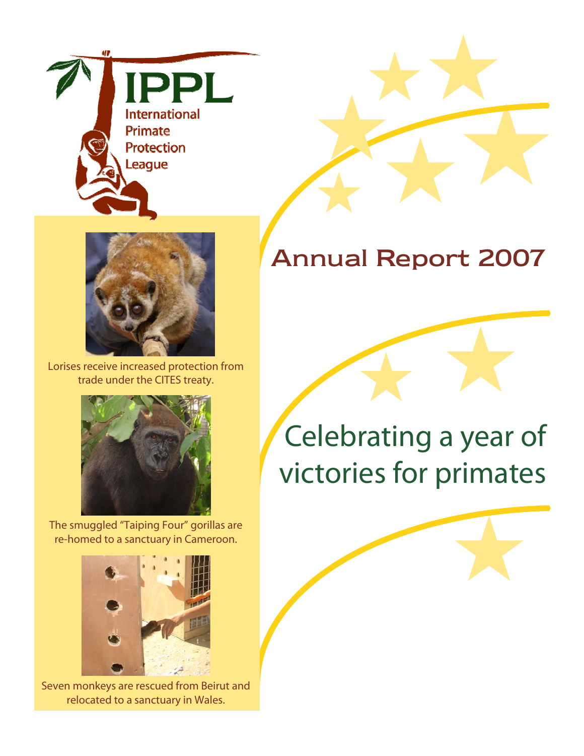# IPPL

International
Primate
Protection
League

# Annual Report 2007

## Celebrating a year of victories for primates

Lorises receive increased protection from trade under the CITES treaty.

The smuggled "Taiping Four" gorillas are re-homed to a sanctuary in Cameroon.

Seven monkeys are rescued from Beirut and relocated to a sanctuary in Wales.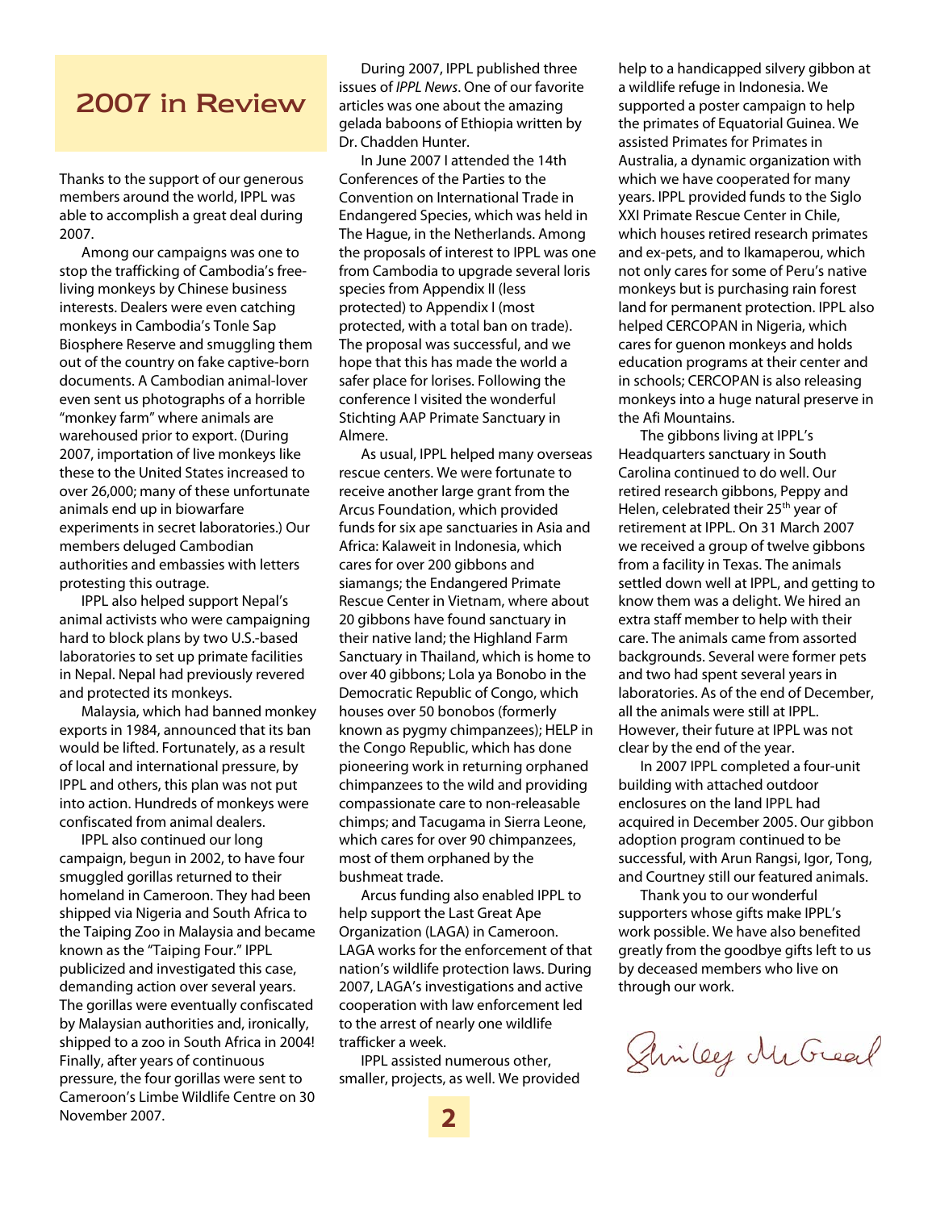# 2007 in Review

Thanks to the support of our generous members around the world, IPPL was able to accomplish a great deal during 2007.

Among our campaigns was one to stop the trafficking of Cambodia's free-living monkeys by Chinese business interests. Dealers were even catching monkeys in Cambodia's Tonle Sap Biosphere Reserve and smuggling them out of the country on fake captive-born documents. A Cambodian animal-lover even sent us photographs of a horrible "monkey farm" where animals are warehoused prior to export. (During 2007, importation of live monkeys like these to the United States increased to over 26,000; many of these unfortunate animals end up in biowarfare experiments in secret laboratories.) Our members deluged Cambodian authorities and embassies with letters protesting this outrage.

IPPL also helped support Nepal's animal activists who were campaigning hard to block plans by two U.S.-based laboratories to set up primate facilities in Nepal. Nepal had previously revered and protected its monkeys.

Malaysia, which had banned monkey exports in 1984, announced that its ban would be lifted. Fortunately, as a result of local and international pressure, by IPPL and others, this plan was not put into action. Hundreds of monkeys were confiscated from animal dealers.

IPPL also continued our long campaign, begun in 2002, to have four smuggled gorillas returned to their homeland in Cameroon. They had been shipped via Nigeria and South Africa to the Taiping Zoo in Malaysia and became known as the "Taiping Four." IPPL publicized and investigated this case, demanding action over several years. The gorillas were eventually confiscated by Malaysian authorities and, ironically, shipped to a zoo in South Africa in 2004! Finally, after years of continuous pressure, the four gorillas were sent to Cameroon's Limbe Wildlife Centre on 30 November 2007.

During 2007, IPPL published three issues of *IPPL News*. One of our favorite articles was one about the amazing gelada baboons of Ethiopia written by Dr. Chadden Hunter.

In June 2007 I attended the 14th Conferences of the Parties to the Convention on International Trade in Endangered Species, which was held in The Hague, in the Netherlands. Among the proposals of interest to IPPL was one from Cambodia to upgrade several loris species from Appendix II (less protected) to Appendix I (most protected, with a total ban on trade). The proposal was successful, and we hope that this has made the world a safer place for lorises. Following the conference I visited the wonderful Stichting AAP Primate Sanctuary in Almere.

As usual, IPPL helped many overseas rescue centers. We were fortunate to receive another large grant from the Arcus Foundation, which provided funds for six ape sanctuaries in Asia and Africa: Kalaweit in Indonesia, which cares for over 200 gibbons and siamangs; the Endangered Primate Rescue Center in Vietnam, where about 20 gibbons have found sanctuary in their native land; the Highland Farm Sanctuary in Thailand, which is home to over 40 gibbons; Lola ya Bonobo in the Democratic Republic of Congo, which houses over 50 bonobos (formerly known as pygmy chimpanzees); HELP in the Congo Republic, which has done pioneering work in returning orphaned chimpanzees to the wild and providing compassionate care to non-releasable chimps; and Tacugama in Sierra Leone, which cares for over 90 chimpanzees, most of them orphaned by the bushmeat trade.

Arcus funding also enabled IPPL to help support the Last Great Ape Organization (LAGA) in Cameroon. LAGA works for the enforcement of that nation's wildlife protection laws. During 2007, LAGA's investigations and active cooperation with law enforcement led to the arrest of nearly one wildlife trafficker a week.

IPPL assisted numerous other, smaller, projects, as well. We provided help to a handicapped silvery gibbon at a wildlife refuge in Indonesia. We supported a poster campaign to help the primates of Equatorial Guinea. We assisted Primates for Primates in Australia, a dynamic organization with which we have cooperated for many years. IPPL provided funds to the Siglo XXI Primate Rescue Center in Chile, which houses retired research primates and ex-pets, and to Ikamaperou, which not only cares for some of Peru's native monkeys but is purchasing rain forest land for permanent protection. IPPL also helped CERCOPAN in Nigeria, which cares for guenon monkeys and holds education programs at their center and in schools; CERCOPAN is also releasing monkeys into a huge natural preserve in the Afi Mountains.

The gibbons living at IPPL's Headquarters sanctuary in South Carolina continued to do well. Our retired research gibbons, Peppy and Helen, celebrated their 25th year of retirement at IPPL. On 31 March 2007 we received a group of twelve gibbons from a facility in Texas. The animals settled down well at IPPL, and getting to know them was a delight. We hired an extra staff member to help with their care. The animals came from assorted backgrounds. Several were former pets and two had spent several years in laboratories. As of the end of December, all the animals were still at IPPL. However, their future at IPPL was not clear by the end of the year.

In 2007 IPPL completed a four-unit building with attached outdoor enclosures on the land IPPL had acquired in December 2005. Our gibbon adoption program continued to be successful, with Arun Rangsi, Igor, Tong, and Courtney still our featured animals.

Thank you to our wonderful supporters whose gifts make IPPL's work possible. We have also benefited greatly from the goodbye gifts left to us by deceased members who live on through our work.

Shirley McGreal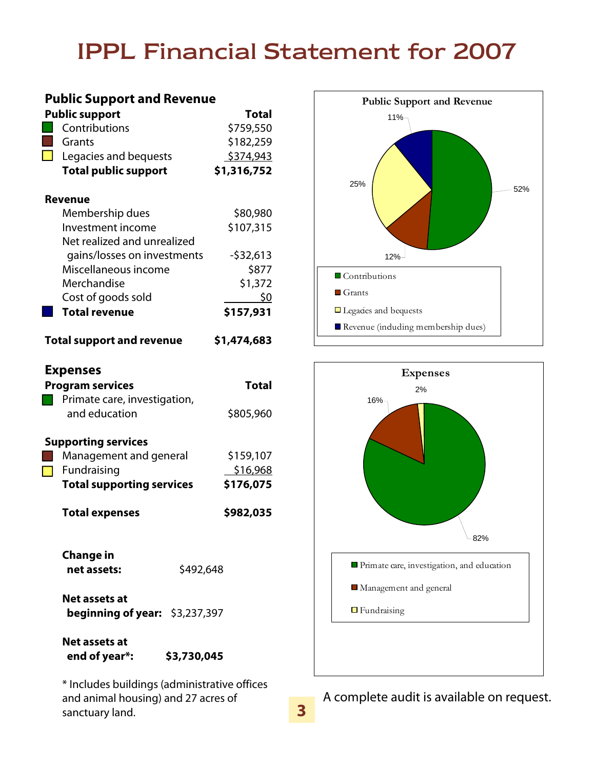# IPPL Financial Statement for 2007

## Public Support and Revenue

| Public support | Total |
|---|---|
| Contributions | $759,550 |
| Grants | $182,259 |
| Legacies and bequests | $374,943 |
| **Total public support** | **$1,316,752** |

| Revenue | |
|---|---|
| Membership dues | $80,980 |
| Investment income | $107,315 |
| Net realized and unrealized gains/losses on investments | -$32,613 |
| Miscellaneous income | $877 |
| Merchandise | $1,372 |
| Cost of goods sold | $0 |
| **Total revenue** | **$157,931** |

| | |
|---|---|
| **Total support and revenue** | **$1,474,683** |

**Public Support and Revenue**

- Contributions: 52%
- Grants: 12%
- Legacies and bequests: 25%
- Revenue (including membership dues): 11%

## Expenses

| Program services | Total |
|---|---|
| Primate care, investigation, and education | $805,960 |

| Supporting services | |
|---|---|
| Management and general | $159,107 |
| Fundraising | $16,968 |
| **Total supporting services** | **$176,075** |

| | |
|---|---|
| **Total expenses** | **$982,035** |

**Expenses**

- Primate care, investigation, and education: 82%
- Management and general: 16%
- Fundraising: 2%

**Change in net assets:** $492,648

**Net assets at beginning of year:** $3,237,397

**Net assets at end of year*:** **$3,730,045**

* Includes buildings (administrative offices and animal housing) and 27 acres of sanctuary land.

A complete audit is available on request.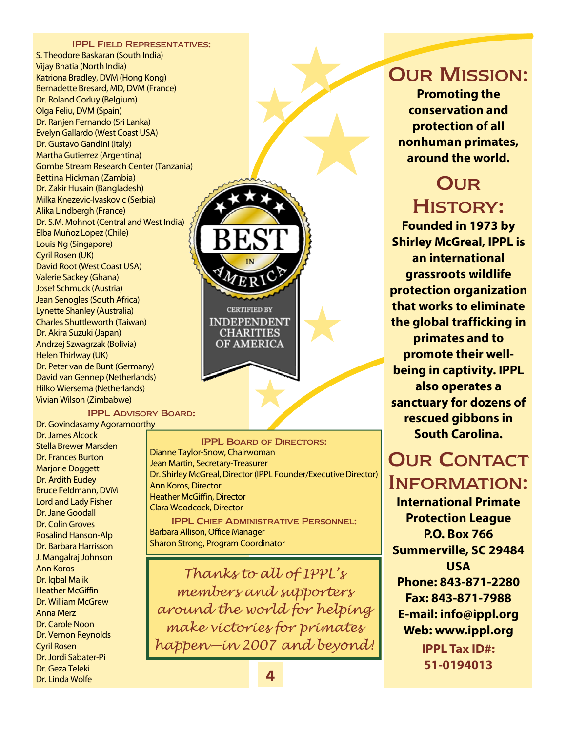### IPPL Field Representatives:

S. Theodore Baskaran (South India)
Vijay Bhatia (North India)
Katriona Bradley, DVM (Hong Kong)
Bernadette Bresard, MD, DVM (France)
Dr. Roland Corluy (Belgium)
Olga Feliu, DVM (Spain)
Dr. Ranjen Fernando (Sri Lanka)
Evelyn Gallardo (West Coast USA)
Dr. Gustavo Gandini (Italy)
Martha Gutierrez (Argentina)
Gombe Stream Research Center (Tanzania)
Bettina Hickman (Zambia)
Dr. Zakir Husain (Bangladesh)
Milka Knezevic-Ivaskovic (Serbia)
Alika Lindbergh (France)
Dr. S.M. Mohnot (Central and West India)
Elba Muñoz Lopez (Chile)
Louis Ng (Singapore)
Cyril Rosen (UK)
David Root (West Coast USA)
Valerie Sackey (Ghana)
Josef Schmuck (Austria)
Jean Senogles (South Africa)
Lynette Shanley (Australia)
Charles Shuttleworth (Taiwan)
Dr. Akira Suzuki (Japan)
Andrzej Szwagrzak (Bolivia)
Helen Thirlway (UK)
Dr. Peter van de Bunt (Germany)
David van Gennep (Netherlands)
Hilko Wiersema (Netherlands)
Vivian Wilson (Zimbabwe)

### IPPL Advisory Board:

Dr. Govindasamy Agoramoorthy
Dr. James Alcock
Stella Brewer Marsden
Dr. Frances Burton
Marjorie Doggett
Dr. Ardith Eudey
Bruce Feldmann, DVM
Lord and Lady Fisher
Dr. Jane Goodall
Dr. Colin Groves
Rosalind Hanson-Alp
Dr. Barbara Harrisson
J. Mangalraj Johnson
Ann Koros
Dr. Iqbal Malik
Heather McGiffin
Dr. William McGrew
Anna Merz
Dr. Carole Noon
Dr. Vernon Reynolds
Cyril Rosen
Dr. Jordi Sabater-Pi
Dr. Geza Teleki
Dr. Linda Wolfe

BEST IN AMERICA
CERTIFIED BY INDEPENDENT CHARITIES OF AMERICA

### IPPL Board of Directors:

Dianne Taylor-Snow, Chairwoman
Jean Martin, Secretary-Treasurer
Dr. Shirley McGreal, Director (IPPL Founder/Executive Director)
Ann Koros, Director
Heather McGiffin, Director
Clara Woodcock, Director

### IPPL Chief Administrative Personnel:

Barbara Allison, Office Manager
Sharon Strong, Program Coordinator

*Thanks to all of IPPL's members and supporters around the world for helping make victories for primates happen—in 2007 and beyond!*

## Our Mission:

**Promoting the conservation and protection of all nonhuman primates, around the world.**

## Our History:

**Founded in 1973 by Shirley McGreal, IPPL is an international grassroots wildlife protection organization that works to eliminate the global trafficking in primates and to promote their well-being in captivity. IPPL also operates a sanctuary for dozens of rescued gibbons in South Carolina.**

## Our Contact Information:

**International Primate Protection League**
**P.O. Box 766**
**Summerville, SC 29484**
**USA**
**Phone: 843-871-2280**
**Fax: 843-871-7988**
**E-mail: info@ippl.org**
**Web: www.ippl.org**
**IPPL Tax ID#: 51-0194013**